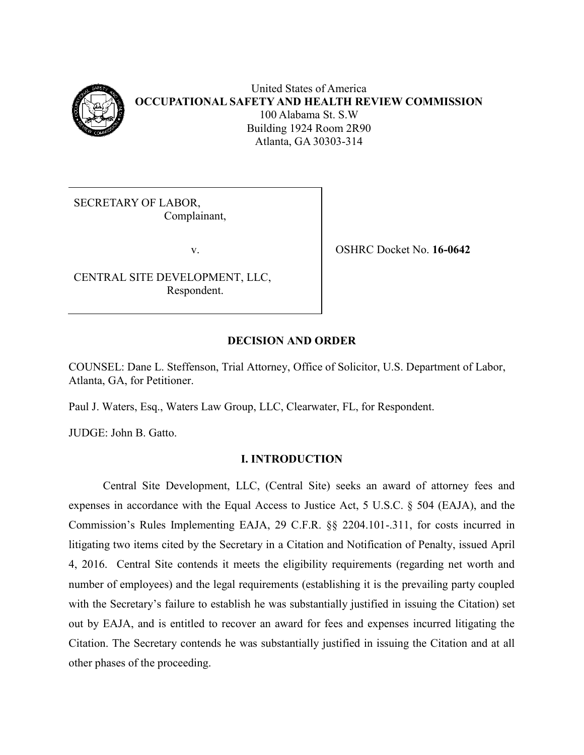United States of America
**OCCUPATIONAL SAFETY AND HEALTH REVIEW COMMISSION**
100 Alabama St. S.W
Building 1924 Room 2R90
Atlanta, GA 30303-314

| | |
|---|---|
| SECRETARY OF LABOR,<br>Complainant,<br><br>v.<br><br>CENTRAL SITE DEVELOPMENT, LLC,<br>Respondent. | OSHRC Docket No. **16-0642** |

**DECISION AND ORDER**

COUNSEL: Dane L. Steffenson, Trial Attorney, Office of Solicitor, U.S. Department of Labor, Atlanta, GA, for Petitioner.

Paul J. Waters, Esq., Waters Law Group, LLC, Clearwater, FL, for Respondent.

JUDGE: John B. Gatto.

## I. INTRODUCTION

Central Site Development, LLC, (Central Site) seeks an award of attorney fees and expenses in accordance with the Equal Access to Justice Act, 5 U.S.C. § 504 (EAJA), and the Commission's Rules Implementing EAJA, 29 C.F.R. §§ 2204.101-.311, for costs incurred in litigating two items cited by the Secretary in a Citation and Notification of Penalty, issued April 4, 2016. Central Site contends it meets the eligibility requirements (regarding net worth and number of employees) and the legal requirements (establishing it is the prevailing party coupled with the Secretary's failure to establish he was substantially justified in issuing the Citation) set out by EAJA, and is entitled to recover an award for fees and expenses incurred litigating the Citation. The Secretary contends he was substantially justified in issuing the Citation and at all other phases of the proceeding.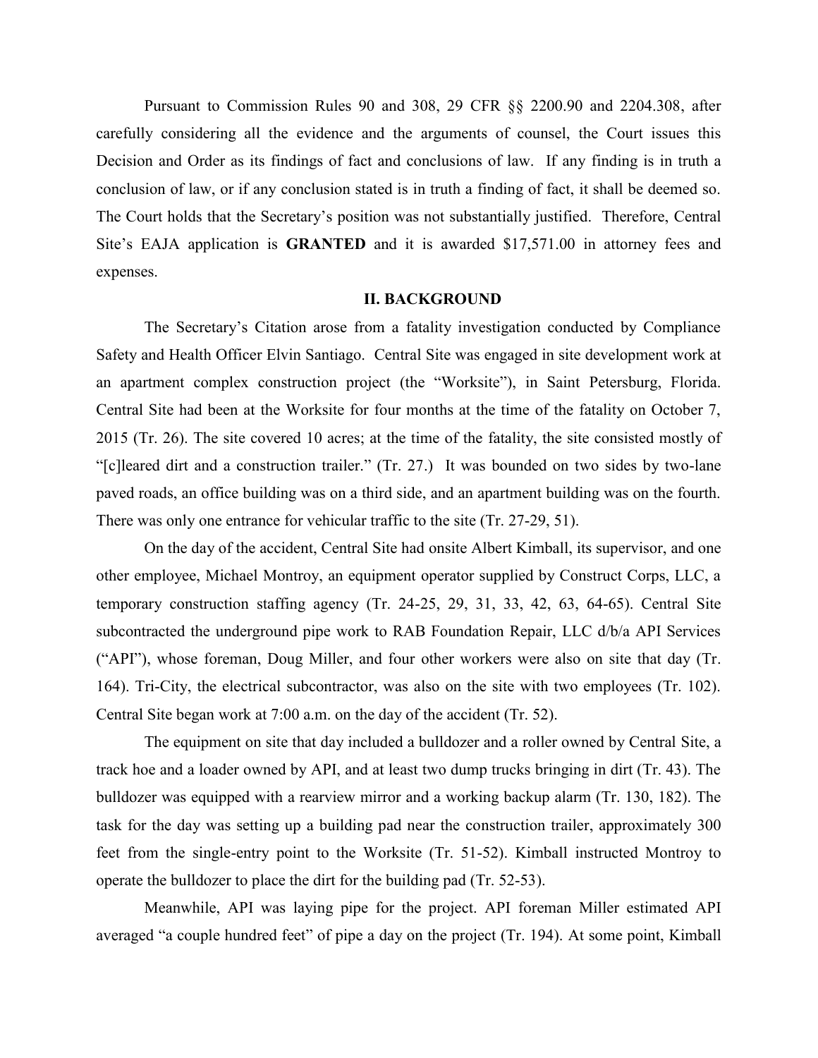Pursuant to Commission Rules 90 and 308, 29 CFR §§ 2200.90 and 2204.308, after carefully considering all the evidence and the arguments of counsel, the Court issues this Decision and Order as its findings of fact and conclusions of law. If any finding is in truth a conclusion of law, or if any conclusion stated is in truth a finding of fact, it shall be deemed so. The Court holds that the Secretary's position was not substantially justified. Therefore, Central Site's EAJA application is **GRANTED** and it is awarded $17,571.00 in attorney fees and expenses.

## II. BACKGROUND

The Secretary's Citation arose from a fatality investigation conducted by Compliance Safety and Health Officer Elvin Santiago. Central Site was engaged in site development work at an apartment complex construction project (the "Worksite"), in Saint Petersburg, Florida. Central Site had been at the Worksite for four months at the time of the fatality on October 7, 2015 (Tr. 26). The site covered 10 acres; at the time of the fatality, the site consisted mostly of "[c]leared dirt and a construction trailer." (Tr. 27.) It was bounded on two sides by two-lane paved roads, an office building was on a third side, and an apartment building was on the fourth. There was only one entrance for vehicular traffic to the site (Tr. 27-29, 51).

On the day of the accident, Central Site had onsite Albert Kimball, its supervisor, and one other employee, Michael Montroy, an equipment operator supplied by Construct Corps, LLC, a temporary construction staffing agency (Tr. 24-25, 29, 31, 33, 42, 63, 64-65). Central Site subcontracted the underground pipe work to RAB Foundation Repair, LLC d/b/a API Services ("API"), whose foreman, Doug Miller, and four other workers were also on site that day (Tr. 164). Tri-City, the electrical subcontractor, was also on the site with two employees (Tr. 102). Central Site began work at 7:00 a.m. on the day of the accident (Tr. 52).

The equipment on site that day included a bulldozer and a roller owned by Central Site, a track hoe and a loader owned by API, and at least two dump trucks bringing in dirt (Tr. 43). The bulldozer was equipped with a rearview mirror and a working backup alarm (Tr. 130, 182). The task for the day was setting up a building pad near the construction trailer, approximately 300 feet from the single-entry point to the Worksite (Tr. 51-52). Kimball instructed Montroy to operate the bulldozer to place the dirt for the building pad (Tr. 52-53).

Meanwhile, API was laying pipe for the project. API foreman Miller estimated API averaged "a couple hundred feet" of pipe a day on the project (Tr. 194). At some point, Kimball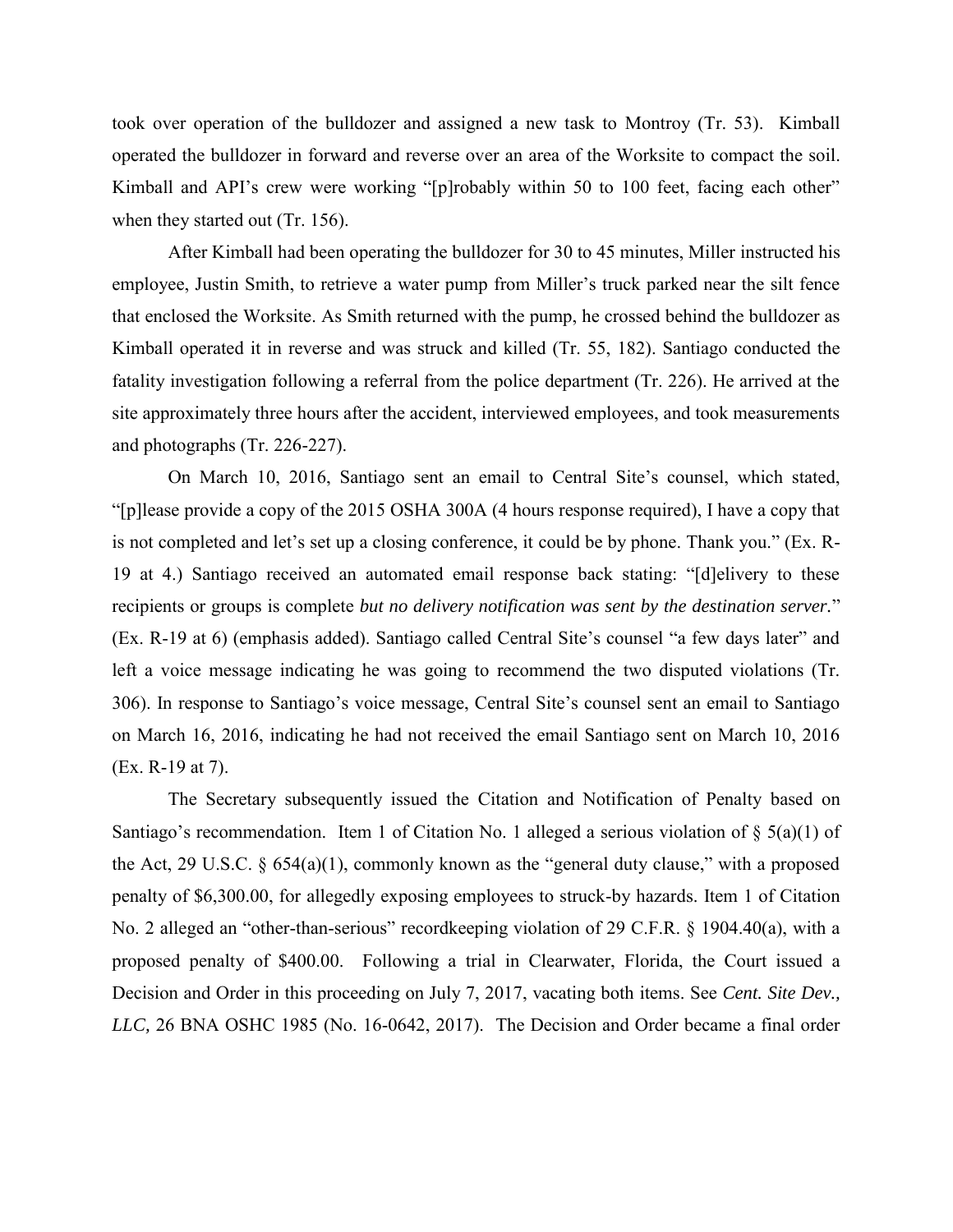took over operation of the bulldozer and assigned a new task to Montroy (Tr. 53). Kimball operated the bulldozer in forward and reverse over an area of the Worksite to compact the soil. Kimball and API's crew were working "[p]robably within 50 to 100 feet, facing each other" when they started out (Tr. 156).

After Kimball had been operating the bulldozer for 30 to 45 minutes, Miller instructed his employee, Justin Smith, to retrieve a water pump from Miller's truck parked near the silt fence that enclosed the Worksite. As Smith returned with the pump, he crossed behind the bulldozer as Kimball operated it in reverse and was struck and killed (Tr. 55, 182). Santiago conducted the fatality investigation following a referral from the police department (Tr. 226). He arrived at the site approximately three hours after the accident, interviewed employees, and took measurements and photographs (Tr. 226-227).

On March 10, 2016, Santiago sent an email to Central Site's counsel, which stated, "[p]lease provide a copy of the 2015 OSHA 300A (4 hours response required), I have a copy that is not completed and let's set up a closing conference, it could be by phone. Thank you." (Ex. R-19 at 4.) Santiago received an automated email response back stating: "[d]elivery to these recipients or groups is complete *but no delivery notification was sent by the destination server.*" (Ex. R-19 at 6) (emphasis added). Santiago called Central Site's counsel "a few days later" and left a voice message indicating he was going to recommend the two disputed violations (Tr. 306). In response to Santiago's voice message, Central Site's counsel sent an email to Santiago on March 16, 2016, indicating he had not received the email Santiago sent on March 10, 2016 (Ex. R-19 at 7).

The Secretary subsequently issued the Citation and Notification of Penalty based on Santiago's recommendation. Item 1 of Citation No. 1 alleged a serious violation of § 5(a)(1) of the Act, 29 U.S.C. § 654(a)(1), commonly known as the "general duty clause," with a proposed penalty of $6,300.00, for allegedly exposing employees to struck-by hazards. Item 1 of Citation No. 2 alleged an "other-than-serious" recordkeeping violation of 29 C.F.R. § 1904.40(a), with a proposed penalty of $400.00. Following a trial in Clearwater, Florida, the Court issued a Decision and Order in this proceeding on July 7, 2017, vacating both items. See *Cent. Site Dev., LLC,* 26 BNA OSHC 1985 (No. 16-0642, 2017). The Decision and Order became a final order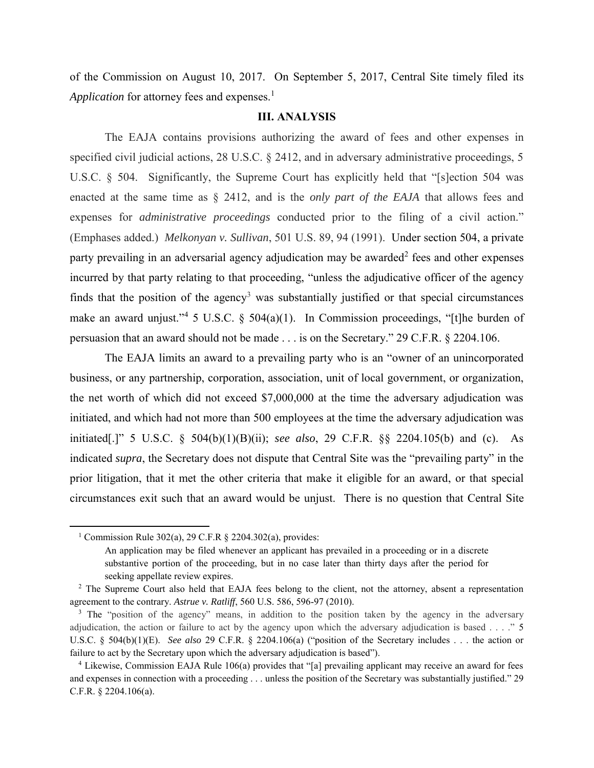of the Commission on August 10, 2017. On September 5, 2017, Central Site timely filed its *Application* for attorney fees and expenses.[1]

## III. ANALYSIS

The EAJA contains provisions authorizing the award of fees and other expenses in specified civil judicial actions, 28 U.S.C. § 2412, and in adversary administrative proceedings, 5 U.S.C. § 504. Significantly, the Supreme Court has explicitly held that "[s]ection 504 was enacted at the same time as § 2412, and is the *only part of the EAJA* that allows fees and expenses for *administrative proceedings* conducted prior to the filing of a civil action." (Emphases added.) *Melkonyan v. Sullivan*, 501 U.S. 89, 94 (1991). Under section 504, a private party prevailing in an adversarial agency adjudication may be awarded[2] fees and other expenses incurred by that party relating to that proceeding, "unless the adjudicative officer of the agency finds that the position of the agency[3] was substantially justified or that special circumstances make an award unjust."[4] 5 U.S.C. § 504(a)(1). In Commission proceedings, "[t]he burden of persuasion that an award should not be made . . . is on the Secretary." 29 C.F.R. § 2204.106.

The EAJA limits an award to a prevailing party who is an "owner of an unincorporated business, or any partnership, corporation, association, unit of local government, or organization, the net worth of which did not exceed $7,000,000 at the time the adversary adjudication was initiated, and which had not more than 500 employees at the time the adversary adjudication was initiated[.]" 5 U.S.C. § 504(b)(1)(B)(ii); *see also*, 29 C.F.R. §§ 2204.105(b) and (c). As indicated *supra*, the Secretary does not dispute that Central Site was the "prevailing party" in the prior litigation, that it met the other criteria that make it eligible for an award, or that special circumstances exit such that an award would be unjust. There is no question that Central Site

---

[1] Commission Rule 302(a), 29 C.F.R § 2204.302(a), provides:

> An application may be filed whenever an applicant has prevailed in a proceeding or in a discrete substantive portion of the proceeding, but in no case later than thirty days after the period for seeking appellate review expires.

[2] The Supreme Court also held that EAJA fees belong to the client, not the attorney, absent a representation agreement to the contrary. *Astrue v. Ratliff*, 560 U.S. 586, 596-97 (2010).

[3] The "position of the agency" means, in addition to the position taken by the agency in the adversary adjudication, the action or failure to act by the agency upon which the adversary adjudication is based . . . ." 5 U.S.C. § 504(b)(1)(E). *See also* 29 C.F.R. § 2204.106(a) ("position of the Secretary includes . . . the action or failure to act by the Secretary upon which the adversary adjudication is based").

[4] Likewise, Commission EAJA Rule 106(a) provides that "[a] prevailing applicant may receive an award for fees and expenses in connection with a proceeding . . . unless the position of the Secretary was substantially justified." 29 C.F.R. § 2204.106(a).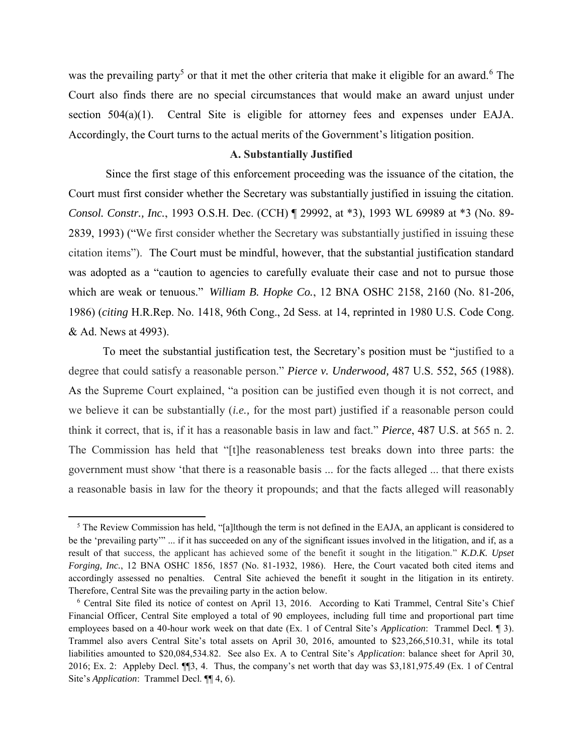was the prevailing party[5] or that it met the other criteria that make it eligible for an award.[6] The Court also finds there are no special circumstances that would make an award unjust under section 504(a)(1). Central Site is eligible for attorney fees and expenses under EAJA. Accordingly, the Court turns to the actual merits of the Government's litigation position.

### A. Substantially Justified

Since the first stage of this enforcement proceeding was the issuance of the citation, the Court must first consider whether the Secretary was substantially justified in issuing the citation. *Consol. Constr., Inc.*, 1993 O.S.H. Dec. (CCH) ¶ 29992, at *3), 1993 WL 69989 at *3 (No. 89-2839, 1993) ("We first consider whether the Secretary was substantially justified in issuing these citation items"). The Court must be mindful, however, that the substantial justification standard was adopted as a "caution to agencies to carefully evaluate their case and not to pursue those which are weak or tenuous." *William B. Hopke Co.*, 12 BNA OSHC 2158, 2160 (No. 81-206, 1986) (*citing* H.R.Rep. No. 1418, 96th Cong., 2d Sess. at 14, reprinted in 1980 U.S. Code Cong. & Ad. News at 4993).

To meet the substantial justification test, the Secretary's position must be "justified to a degree that could satisfy a reasonable person." *Pierce v. Underwood,* 487 U.S. 552, 565 (1988). As the Supreme Court explained, "a position can be justified even though it is not correct, and we believe it can be substantially (*i.e.,* for the most part) justified if a reasonable person could think it correct, that is, if it has a reasonable basis in law and fact." *Pierce*, 487 U.S. at 565 n. 2. The Commission has held that "[t]he reasonableness test breaks down into three parts: the government must show 'that there is a reasonable basis ... for the facts alleged ... that there exists a reasonable basis in law for the theory it propounds; and that the facts alleged will reasonably

---

[5] The Review Commission has held, "[a]lthough the term is not defined in the EAJA, an applicant is considered to be the 'prevailing party'" ... if it has succeeded on any of the significant issues involved in the litigation, and if, as a result of that success, the applicant has achieved some of the benefit it sought in the litigation." *K.D.K. Upset Forging, Inc.*, 12 BNA OSHC 1856, 1857 (No. 81-1932, 1986). Here, the Court vacated both cited items and accordingly assessed no penalties. Central Site achieved the benefit it sought in the litigation in its entirety. Therefore, Central Site was the prevailing party in the action below.

[6] Central Site filed its notice of contest on April 13, 2016. According to Kati Trammel, Central Site's Chief Financial Officer, Central Site employed a total of 90 employees, including full time and proportional part time employees based on a 40-hour work week on that date (Ex. 1 of Central Site's *Application*: Trammel Decl. ¶ 3). Trammel also avers Central Site's total assets on April 30, 2016, amounted to $23,266,510.31, while its total liabilities amounted to $20,084,534.82. See also Ex. A to Central Site's *Application*: balance sheet for April 30, 2016; Ex. 2: Appleby Decl. ¶¶3, 4. Thus, the company's net worth that day was $3,181,975.49 (Ex. 1 of Central Site's *Application*: Trammel Decl. ¶¶ 4, 6).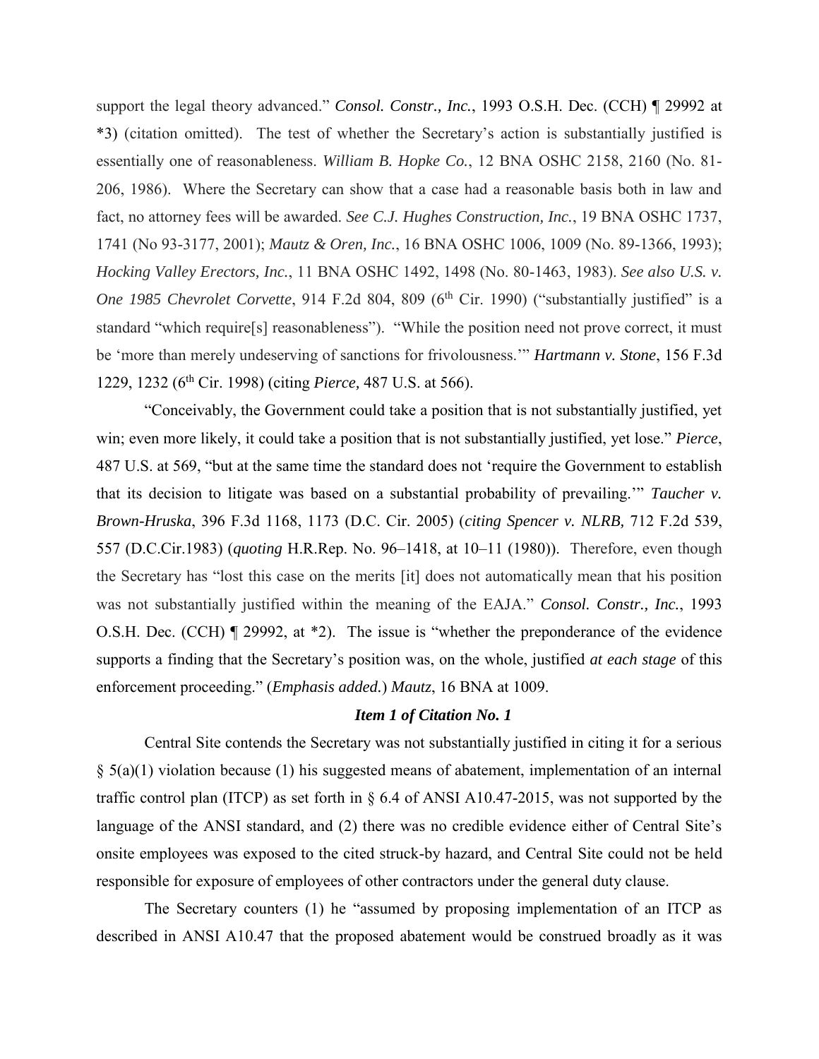support the legal theory advanced." *Consol. Constr., Inc.*, 1993 O.S.H. Dec. (CCH) ¶ 29992 at *3) (citation omitted). The test of whether the Secretary's action is substantially justified is essentially one of reasonableness. *William B. Hopke Co.*, 12 BNA OSHC 2158, 2160 (No. 81-206, 1986). Where the Secretary can show that a case had a reasonable basis both in law and fact, no attorney fees will be awarded. *See C.J. Hughes Construction, Inc.*, 19 BNA OSHC 1737, 1741 (No 93-3177, 2001); *Mautz & Oren, Inc.*, 16 BNA OSHC 1006, 1009 (No. 89-1366, 1993); *Hocking Valley Erectors, Inc.*, 11 BNA OSHC 1492, 1498 (No. 80-1463, 1983). *See also U.S. v. One 1985 Chevrolet Corvette*, 914 F.2d 804, 809 (6th Cir. 1990) ("substantially justified" is a standard "which require[s] reasonableness"). "While the position need not prove correct, it must be 'more than merely undeserving of sanctions for frivolousness.'" *Hartmann v. Stone*, 156 F.3d 1229, 1232 (6th Cir. 1998) (citing *Pierce,* 487 U.S. at 566).

"Conceivably, the Government could take a position that is not substantially justified, yet win; even more likely, it could take a position that is not substantially justified, yet lose." *Pierce*, 487 U.S. at 569, "but at the same time the standard does not 'require the Government to establish that its decision to litigate was based on a substantial probability of prevailing.'" *Taucher v. Brown-Hruska*, 396 F.3d 1168, 1173 (D.C. Cir. 2005) (*citing Spencer v. NLRB,* 712 F.2d 539, 557 (D.C.Cir.1983) (*quoting* H.R.Rep. No. 96–1418, at 10–11 (1980)). Therefore, even though the Secretary has "lost this case on the merits [it] does not automatically mean that his position was not substantially justified within the meaning of the EAJA." *Consol. Constr., Inc.*, 1993 O.S.H. Dec. (CCH) ¶ 29992, at *2). The issue is "whether the preponderance of the evidence supports a finding that the Secretary's position was, on the whole, justified *at each stage* of this enforcement proceeding." (*Emphasis added.*) *Mautz*, 16 BNA at 1009.

### *Item 1 of Citation No. 1*

Central Site contends the Secretary was not substantially justified in citing it for a serious § 5(a)(1) violation because (1) his suggested means of abatement, implementation of an internal traffic control plan (ITCP) as set forth in § 6.4 of ANSI A10.47-2015, was not supported by the language of the ANSI standard, and (2) there was no credible evidence either of Central Site's onsite employees was exposed to the cited struck-by hazard, and Central Site could not be held responsible for exposure of employees of other contractors under the general duty clause.

The Secretary counters (1) he "assumed by proposing implementation of an ITCP as described in ANSI A10.47 that the proposed abatement would be construed broadly as it was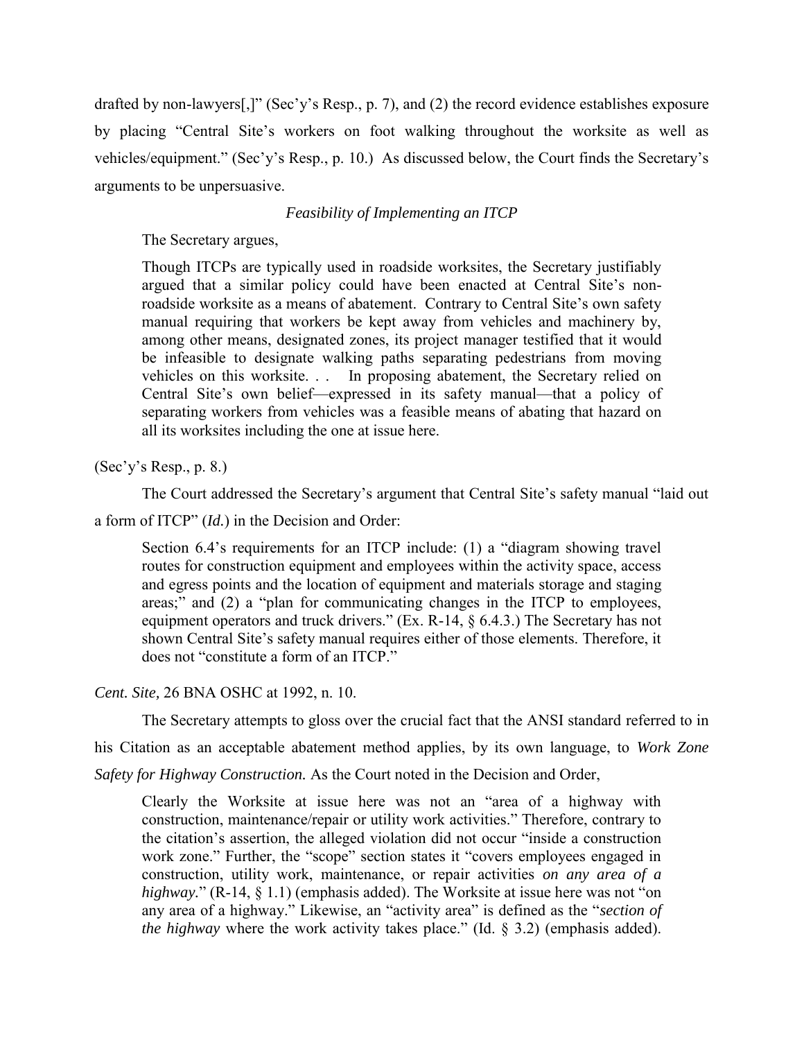drafted by non-lawyers[,]" (Sec'y's Resp., p. 7), and (2) the record evidence establishes exposure by placing "Central Site's workers on foot walking throughout the worksite as well as vehicles/equipment." (Sec'y's Resp., p. 10.) As discussed below, the Court finds the Secretary's arguments to be unpersuasive.

*Feasibility of Implementing an ITCP*

The Secretary argues,

> Though ITCPs are typically used in roadside worksites, the Secretary justifiably argued that a similar policy could have been enacted at Central Site's non-roadside worksite as a means of abatement. Contrary to Central Site's own safety manual requiring that workers be kept away from vehicles and machinery by, among other means, designated zones, its project manager testified that it would be infeasible to designate walking paths separating pedestrians from moving vehicles on this worksite. . . In proposing abatement, the Secretary relied on Central Site's own belief—expressed in its safety manual—that a policy of separating workers from vehicles was a feasible means of abating that hazard on all its worksites including the one at issue here.

(Sec'y's Resp., p. 8.)

The Court addressed the Secretary's argument that Central Site's safety manual "laid out a form of ITCP" (*Id.*) in the Decision and Order:

> Section 6.4's requirements for an ITCP include: (1) a "diagram showing travel routes for construction equipment and employees within the activity space, access and egress points and the location of equipment and materials storage and staging areas;" and (2) a "plan for communicating changes in the ITCP to employees, equipment operators and truck drivers." (Ex. R-14, § 6.4.3.) The Secretary has not shown Central Site's safety manual requires either of those elements. Therefore, it does not "constitute a form of an ITCP."

*Cent. Site,* 26 BNA OSHC at 1992, n. 10.

The Secretary attempts to gloss over the crucial fact that the ANSI standard referred to in his Citation as an acceptable abatement method applies, by its own language, to *Work Zone Safety for Highway Construction.* As the Court noted in the Decision and Order,

> Clearly the Worksite at issue here was not an "area of a highway with construction, maintenance/repair or utility work activities." Therefore, contrary to the citation's assertion, the alleged violation did not occur "inside a construction work zone." Further, the "scope" section states it "covers employees engaged in construction, utility work, maintenance, or repair activities *on any area of a highway.*" (R-14, § 1.1) (emphasis added). The Worksite at issue here was not "on any area of a highway." Likewise, an "activity area" is defined as the "*section of the highway* where the work activity takes place." (Id. § 3.2) (emphasis added).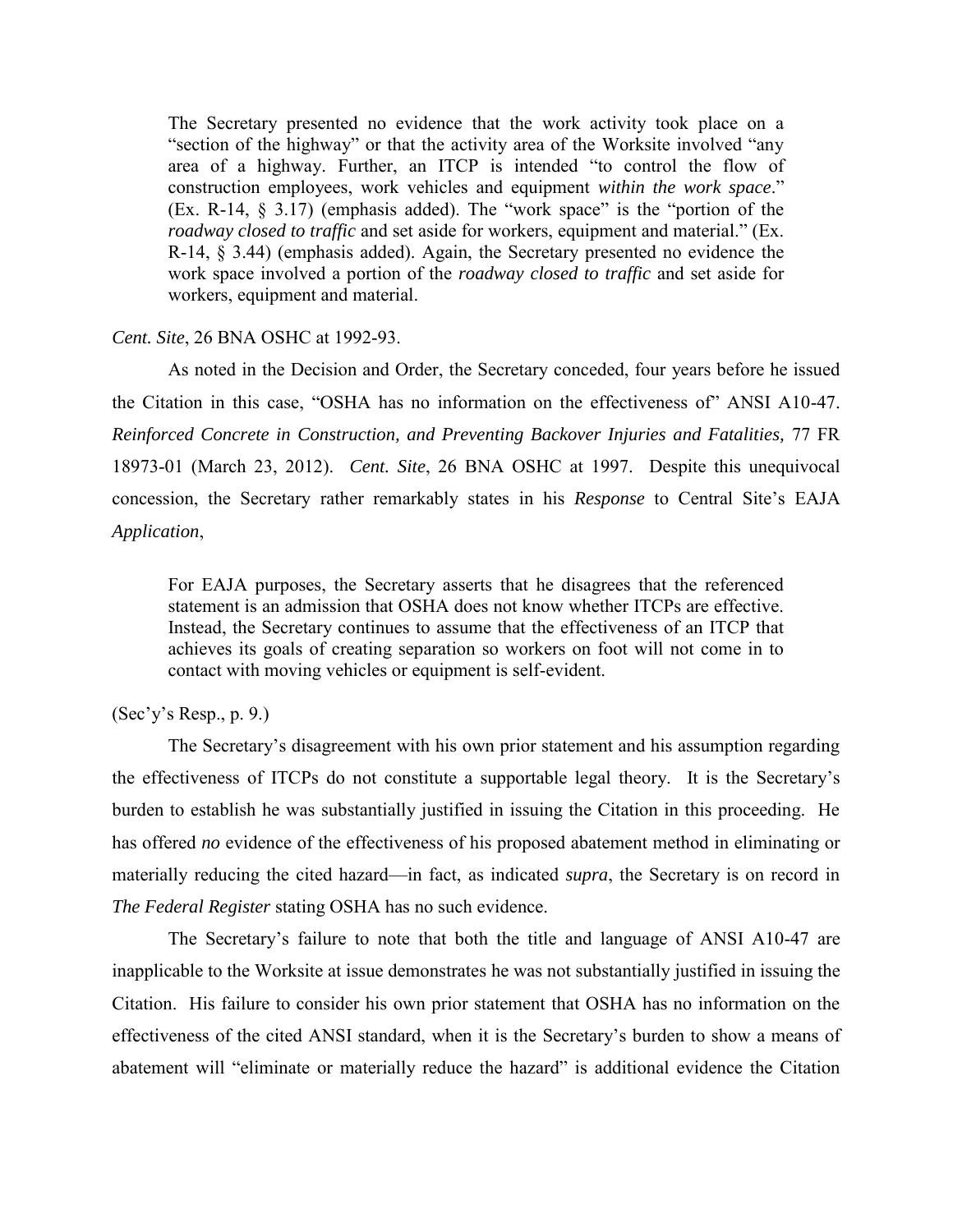> The Secretary presented no evidence that the work activity took place on a "section of the highway" or that the activity area of the Worksite involved "any area of a highway. Further, an ITCP is intended "to control the flow of construction employees, work vehicles and equipment *within the work space*." (Ex. R-14, § 3.17) (emphasis added). The "work space" is the "portion of the *roadway closed to traffic* and set aside for workers, equipment and material." (Ex. R-14, § 3.44) (emphasis added). Again, the Secretary presented no evidence the work space involved a portion of the *roadway closed to traffic* and set aside for workers, equipment and material.

*Cent. Site*, 26 BNA OSHC at 1992-93.

As noted in the Decision and Order, the Secretary conceded, four years before he issued the Citation in this case, "OSHA has no information on the effectiveness of" ANSI A10-47. *Reinforced Concrete in Construction, and Preventing Backover Injuries and Fatalities,* 77 FR 18973-01 (March 23, 2012). *Cent. Site*, 26 BNA OSHC at 1997. Despite this unequivocal concession, the Secretary rather remarkably states in his *Response* to Central Site's EAJA *Application*,

> For EAJA purposes, the Secretary asserts that he disagrees that the referenced statement is an admission that OSHA does not know whether ITCPs are effective. Instead, the Secretary continues to assume that the effectiveness of an ITCP that achieves its goals of creating separation so workers on foot will not come in to contact with moving vehicles or equipment is self-evident.

(Sec'y's Resp., p. 9.)

The Secretary's disagreement with his own prior statement and his assumption regarding the effectiveness of ITCPs do not constitute a supportable legal theory. It is the Secretary's burden to establish he was substantially justified in issuing the Citation in this proceeding. He has offered *no* evidence of the effectiveness of his proposed abatement method in eliminating or materially reducing the cited hazard—in fact, as indicated *supra*, the Secretary is on record in *The Federal Register* stating OSHA has no such evidence.

The Secretary's failure to note that both the title and language of ANSI A10-47 are inapplicable to the Worksite at issue demonstrates he was not substantially justified in issuing the Citation. His failure to consider his own prior statement that OSHA has no information on the effectiveness of the cited ANSI standard, when it is the Secretary's burden to show a means of abatement will "eliminate or materially reduce the hazard" is additional evidence the Citation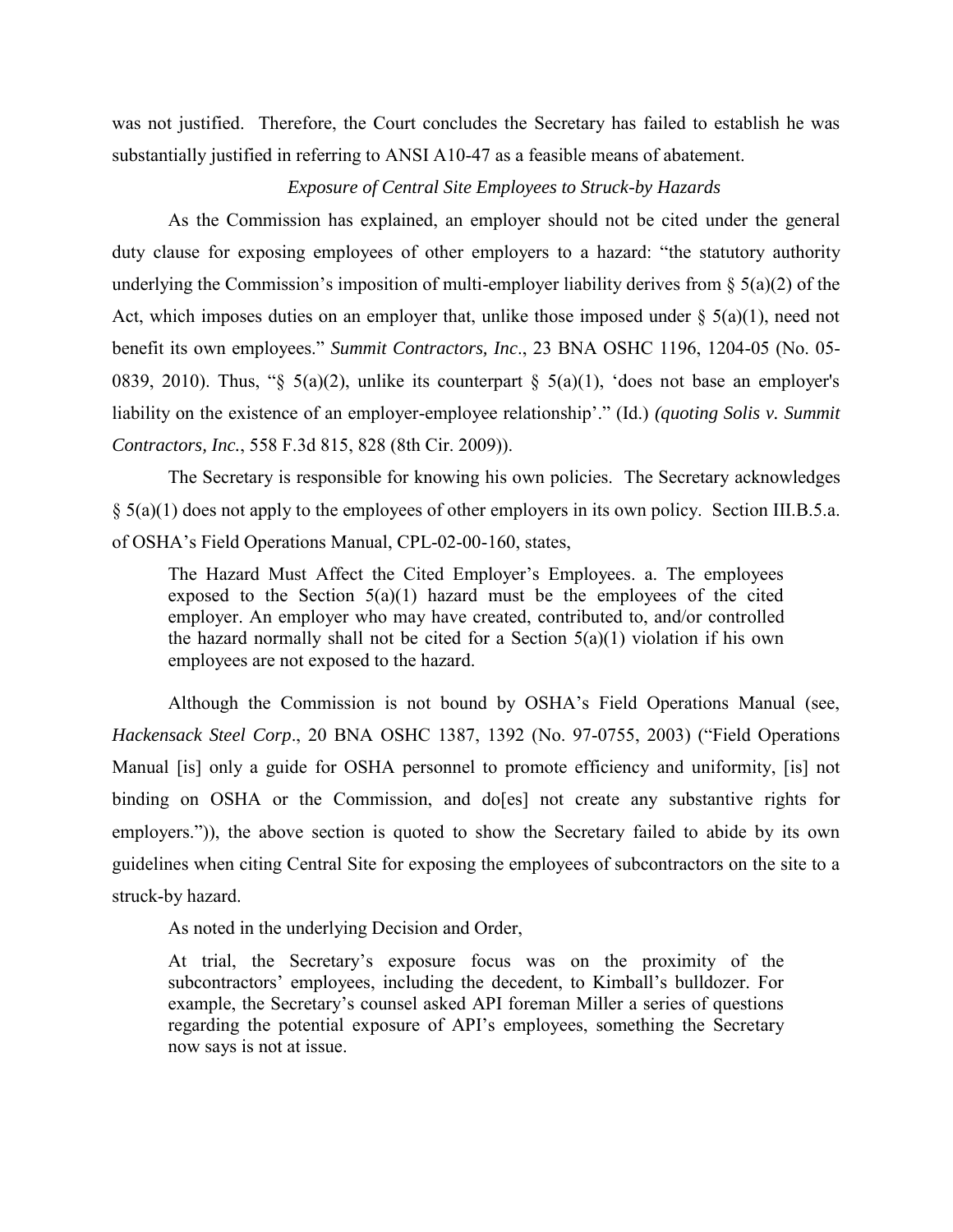was not justified. Therefore, the Court concludes the Secretary has failed to establish he was substantially justified in referring to ANSI A10-47 as a feasible means of abatement.

*Exposure of Central Site Employees to Struck-by Hazards*

As the Commission has explained, an employer should not be cited under the general duty clause for exposing employees of other employers to a hazard: "the statutory authority underlying the Commission's imposition of multi-employer liability derives from § 5(a)(2) of the Act, which imposes duties on an employer that, unlike those imposed under § 5(a)(1), need not benefit its own employees." *Summit Contractors, Inc*., 23 BNA OSHC 1196, 1204-05 (No. 05-0839, 2010). Thus, "§ 5(a)(2), unlike its counterpart § 5(a)(1), 'does not base an employer's liability on the existence of an employer-employee relationship'." (Id.) *(quoting Solis v. Summit Contractors, Inc.*, 558 F.3d 815, 828 (8th Cir. 2009)).

The Secretary is responsible for knowing his own policies. The Secretary acknowledges § 5(a)(1) does not apply to the employees of other employers in its own policy. Section III.B.5.a. of OSHA's Field Operations Manual, CPL-02-00-160, states,

> The Hazard Must Affect the Cited Employer's Employees. a. The employees exposed to the Section 5(a)(1) hazard must be the employees of the cited employer. An employer who may have created, contributed to, and/or controlled the hazard normally shall not be cited for a Section 5(a)(1) violation if his own employees are not exposed to the hazard.

Although the Commission is not bound by OSHA's Field Operations Manual (see, *Hackensack Steel Corp*., 20 BNA OSHC 1387, 1392 (No. 97-0755, 2003) ("Field Operations Manual [is] only a guide for OSHA personnel to promote efficiency and uniformity, [is] not binding on OSHA or the Commission, and do[es] not create any substantive rights for employers.")), the above section is quoted to show the Secretary failed to abide by its own guidelines when citing Central Site for exposing the employees of subcontractors on the site to a struck-by hazard.

As noted in the underlying Decision and Order,

> At trial, the Secretary's exposure focus was on the proximity of the subcontractors' employees, including the decedent, to Kimball's bulldozer. For example, the Secretary's counsel asked API foreman Miller a series of questions regarding the potential exposure of API's employees, something the Secretary now says is not at issue.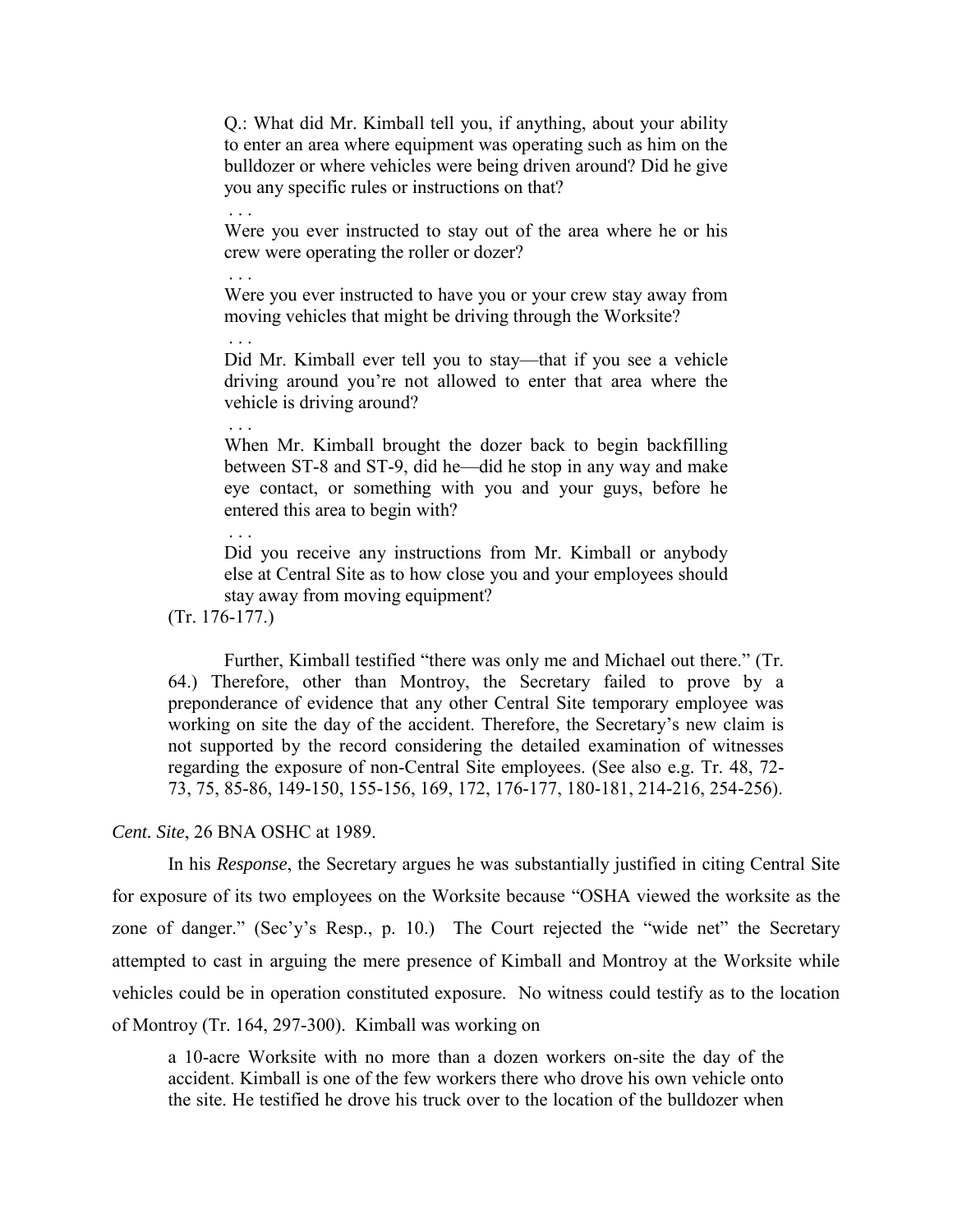> Q.: What did Mr. Kimball tell you, if anything, about your ability to enter an area where equipment was operating such as him on the bulldozer or where vehicles were being driven around? Did he give you any specific rules or instructions on that?
>
> . . .
>
> Were you ever instructed to stay out of the area where he or his crew were operating the roller or dozer?
>
> . . .
>
> Were you ever instructed to have you or your crew stay away from moving vehicles that might be driving through the Worksite?
>
> . . .
>
> Did Mr. Kimball ever tell you to stay—that if you see a vehicle driving around you're not allowed to enter that area where the vehicle is driving around?
>
> . . .
>
> When Mr. Kimball brought the dozer back to begin backfilling between ST-8 and ST-9, did he—did he stop in any way and make eye contact, or something with you and your guys, before he entered this area to begin with?
>
> . . .
>
> Did you receive any instructions from Mr. Kimball or anybody else at Central Site as to how close you and your employees should stay away from moving equipment?
>
> (Tr. 176-177.)
>
> Further, Kimball testified "there was only me and Michael out there." (Tr. 64.) Therefore, other than Montroy, the Secretary failed to prove by a preponderance of evidence that any other Central Site temporary employee was working on site the day of the accident. Therefore, the Secretary's new claim is not supported by the record considering the detailed examination of witnesses regarding the exposure of non-Central Site employees. (See also e.g. Tr. 48, 72-73, 75, 85-86, 149-150, 155-156, 169, 172, 176-177, 180-181, 214-216, 254-256).

*Cent. Site*, 26 BNA OSHC at 1989.

In his *Response*, the Secretary argues he was substantially justified in citing Central Site for exposure of its two employees on the Worksite because "OSHA viewed the worksite as the zone of danger." (Sec'y's Resp., p. 10.) The Court rejected the "wide net" the Secretary attempted to cast in arguing the mere presence of Kimball and Montroy at the Worksite while vehicles could be in operation constituted exposure. No witness could testify as to the location of Montroy (Tr. 164, 297-300). Kimball was working on

> a 10-acre Worksite with no more than a dozen workers on-site the day of the accident. Kimball is one of the few workers there who drove his own vehicle onto the site. He testified he drove his truck over to the location of the bulldozer when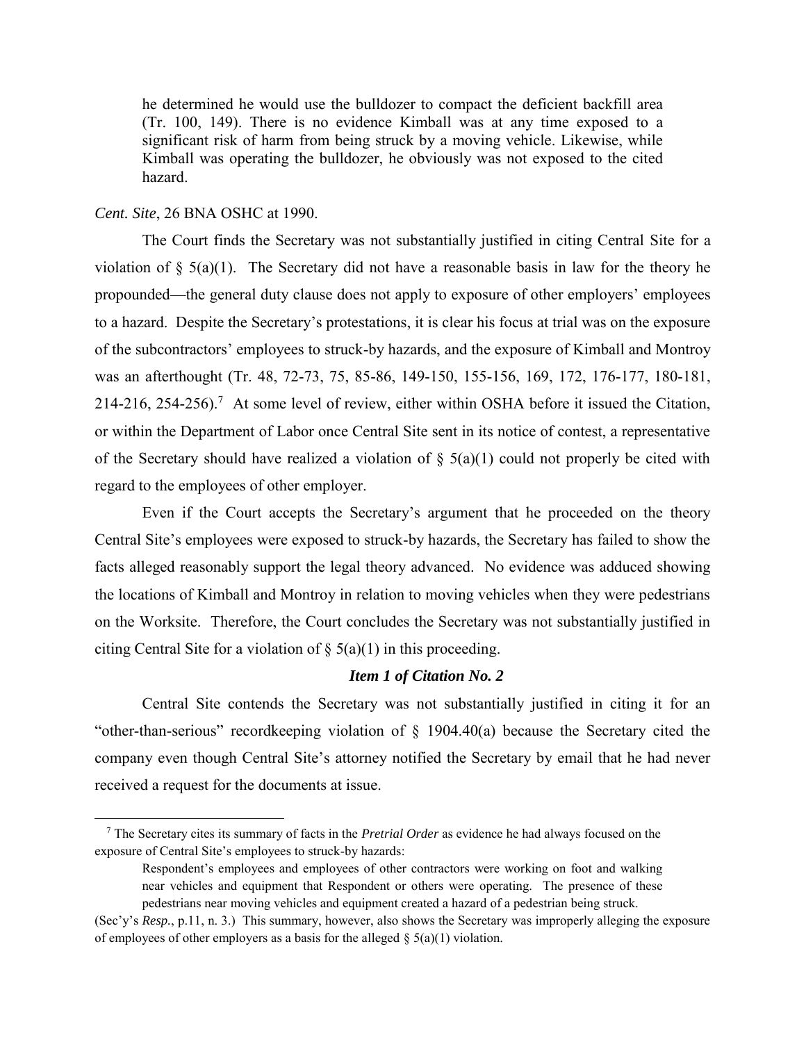> he determined he would use the bulldozer to compact the deficient backfill area (Tr. 100, 149). There is no evidence Kimball was at any time exposed to a significant risk of harm from being struck by a moving vehicle. Likewise, while Kimball was operating the bulldozer, he obviously was not exposed to the cited hazard.

*Cent. Site*, 26 BNA OSHC at 1990.

The Court finds the Secretary was not substantially justified in citing Central Site for a violation of § 5(a)(1). The Secretary did not have a reasonable basis in law for the theory he propounded—the general duty clause does not apply to exposure of other employers' employees to a hazard. Despite the Secretary's protestations, it is clear his focus at trial was on the exposure of the subcontractors' employees to struck-by hazards, and the exposure of Kimball and Montroy was an afterthought (Tr. 48, 72-73, 75, 85-86, 149-150, 155-156, 169, 172, 176-177, 180-181, 214-216, 254-256).[7] At some level of review, either within OSHA before it issued the Citation, or within the Department of Labor once Central Site sent in its notice of contest, a representative of the Secretary should have realized a violation of § 5(a)(1) could not properly be cited with regard to the employees of other employer.

Even if the Court accepts the Secretary's argument that he proceeded on the theory Central Site's employees were exposed to struck-by hazards, the Secretary has failed to show the facts alleged reasonably support the legal theory advanced. No evidence was adduced showing the locations of Kimball and Montroy in relation to moving vehicles when they were pedestrians on the Worksite. Therefore, the Court concludes the Secretary was not substantially justified in citing Central Site for a violation of § 5(a)(1) in this proceeding.

### *Item 1 of Citation No. 2*

Central Site contends the Secretary was not substantially justified in citing it for an "other-than-serious" recordkeeping violation of § 1904.40(a) because the Secretary cited the company even though Central Site's attorney notified the Secretary by email that he had never received a request for the documents at issue.

---

[7] The Secretary cites its summary of facts in the *Pretrial Order* as evidence he had always focused on the exposure of Central Site's employees to struck-by hazards:

> Respondent's employees and employees of other contractors were working on foot and walking near vehicles and equipment that Respondent or others were operating. The presence of these pedestrians near moving vehicles and equipment created a hazard of a pedestrian being struck.

(Sec'y's *Resp.*, p.11, n. 3.) This summary, however, also shows the Secretary was improperly alleging the exposure of employees of other employers as a basis for the alleged § 5(a)(1) violation.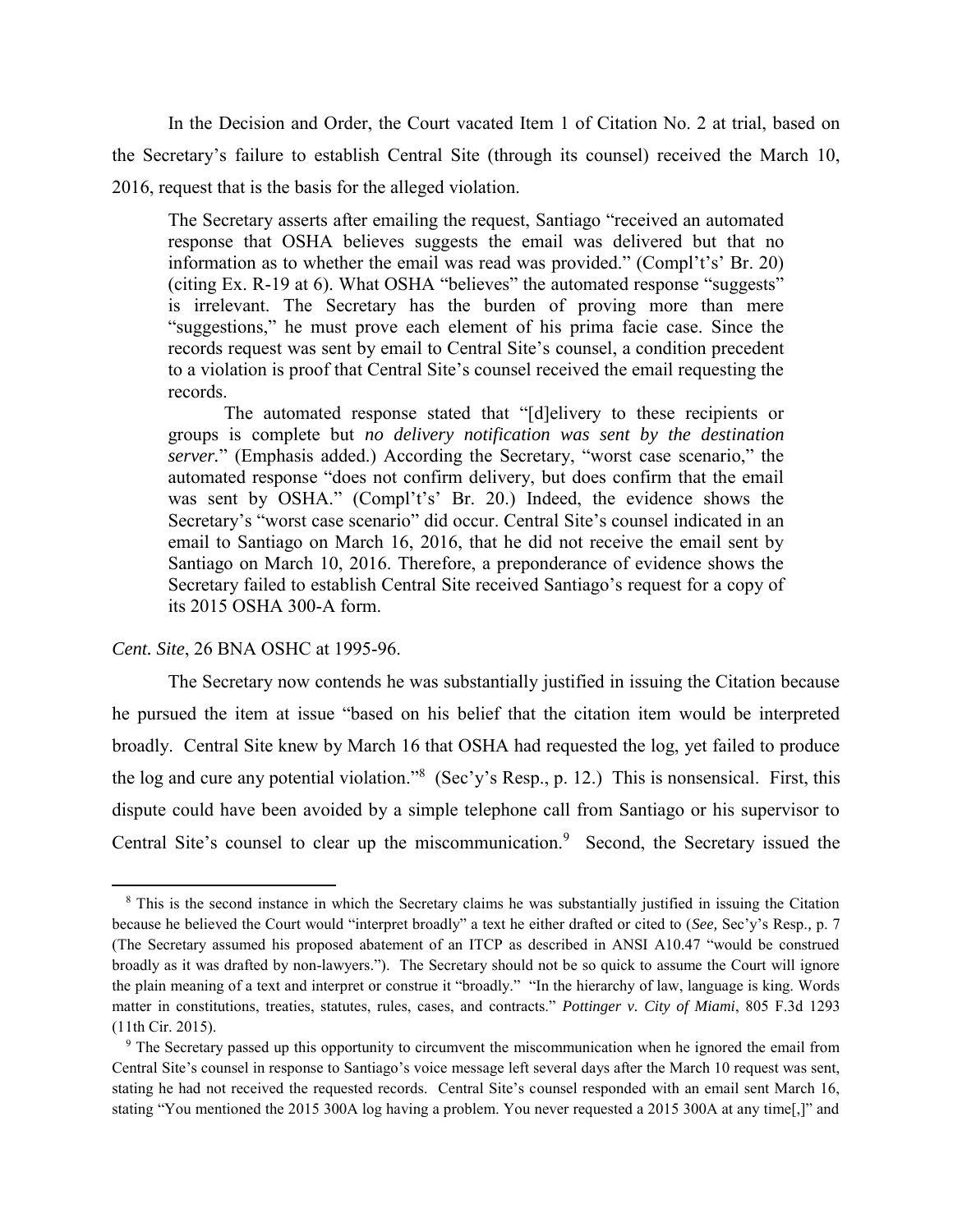In the Decision and Order, the Court vacated Item 1 of Citation No. 2 at trial, based on the Secretary's failure to establish Central Site (through its counsel) received the March 10, 2016, request that is the basis for the alleged violation.

> The Secretary asserts after emailing the request, Santiago "received an automated response that OSHA believes suggests the email was delivered but that no information as to whether the email was read was provided." (Compl't's' Br. 20) (citing Ex. R-19 at 6). What OSHA "believes" the automated response "suggests" is irrelevant. The Secretary has the burden of proving more than mere "suggestions," he must prove each element of his prima facie case. Since the records request was sent by email to Central Site's counsel, a condition precedent to a violation is proof that Central Site's counsel received the email requesting the records.
>
> The automated response stated that "[d]elivery to these recipients or groups is complete but *no delivery notification was sent by the destination server.*" (Emphasis added.) According the Secretary, "worst case scenario," the automated response "does not confirm delivery, but does confirm that the email was sent by OSHA." (Compl't's' Br. 20.) Indeed, the evidence shows the Secretary's "worst case scenario" did occur. Central Site's counsel indicated in an email to Santiago on March 16, 2016, that he did not receive the email sent by Santiago on March 10, 2016. Therefore, a preponderance of evidence shows the Secretary failed to establish Central Site received Santiago's request for a copy of its 2015 OSHA 300-A form.

*Cent. Site*, 26 BNA OSHC at 1995-96.

The Secretary now contends he was substantially justified in issuing the Citation because he pursued the item at issue "based on his belief that the citation item would be interpreted broadly. Central Site knew by March 16 that OSHA had requested the log, yet failed to produce the log and cure any potential violation."[8] (Sec'y's Resp., p. 12.) This is nonsensical. First, this dispute could have been avoided by a simple telephone call from Santiago or his supervisor to Central Site's counsel to clear up the miscommunication.[9] Second, the Secretary issued the

---

[8] This is the second instance in which the Secretary claims he was substantially justified in issuing the Citation because he believed the Court would "interpret broadly" a text he either drafted or cited to (*See,* Sec'y's Resp., p. 7 (The Secretary assumed his proposed abatement of an ITCP as described in ANSI A10.47 "would be construed broadly as it was drafted by non-lawyers."). The Secretary should not be so quick to assume the Court will ignore the plain meaning of a text and interpret or construe it "broadly." "In the hierarchy of law, language is king. Words matter in constitutions, treaties, statutes, rules, cases, and contracts." ***Pottinger v. City of Miami***, 805 F.3d 1293 (11th Cir. 2015).

[9] The Secretary passed up this opportunity to circumvent the miscommunication when he ignored the email from Central Site's counsel in response to Santiago's voice message left several days after the March 10 request was sent, stating he had not received the requested records. Central Site's counsel responded with an email sent March 16, stating "You mentioned the 2015 300A log having a problem. You never requested a 2015 300A at any time[,]" and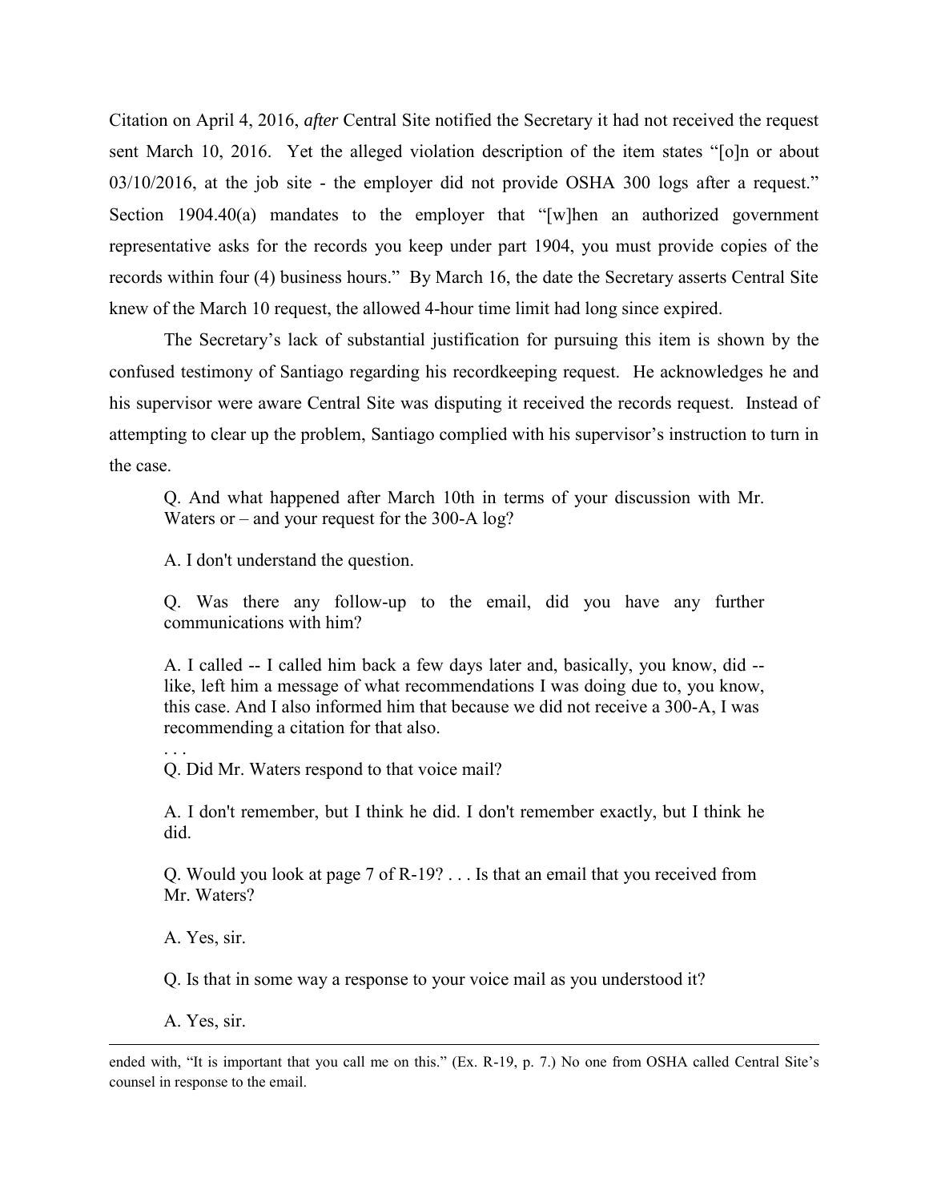Citation on April 4, 2016, *after* Central Site notified the Secretary it had not received the request sent March 10, 2016. Yet the alleged violation description of the item states "[o]n or about 03/10/2016, at the job site - the employer did not provide OSHA 300 logs after a request." Section 1904.40(a) mandates to the employer that "[w]hen an authorized government representative asks for the records you keep under part 1904, you must provide copies of the records within four (4) business hours." By March 16, the date the Secretary asserts Central Site knew of the March 10 request, the allowed 4-hour time limit had long since expired.

The Secretary's lack of substantial justification for pursuing this item is shown by the confused testimony of Santiago regarding his recordkeeping request. He acknowledges he and his supervisor were aware Central Site was disputing it received the records request. Instead of attempting to clear up the problem, Santiago complied with his supervisor's instruction to turn in the case.

> Q. And what happened after March 10th in terms of your discussion with Mr. Waters or – and your request for the 300-A log?
>
> A. I don't understand the question.
>
> Q. Was there any follow-up to the email, did you have any further communications with him?
>
> A. I called -- I called him back a few days later and, basically, you know, did -- like, left him a message of what recommendations I was doing due to, you know, this case. And I also informed him that because we did not receive a 300-A, I was recommending a citation for that also.
>
> . . .
>
> Q. Did Mr. Waters respond to that voice mail?
>
> A. I don't remember, but I think he did. I don't remember exactly, but I think he did.
>
> Q. Would you look at page 7 of R-19? . . . Is that an email that you received from Mr. Waters?
>
> A. Yes, sir.
>
> Q. Is that in some way a response to your voice mail as you understood it?
>
> A. Yes, sir.

---

ended with, "It is important that you call me on this." (Ex. R-19, p. 7.) No one from OSHA called Central Site's counsel in response to the email.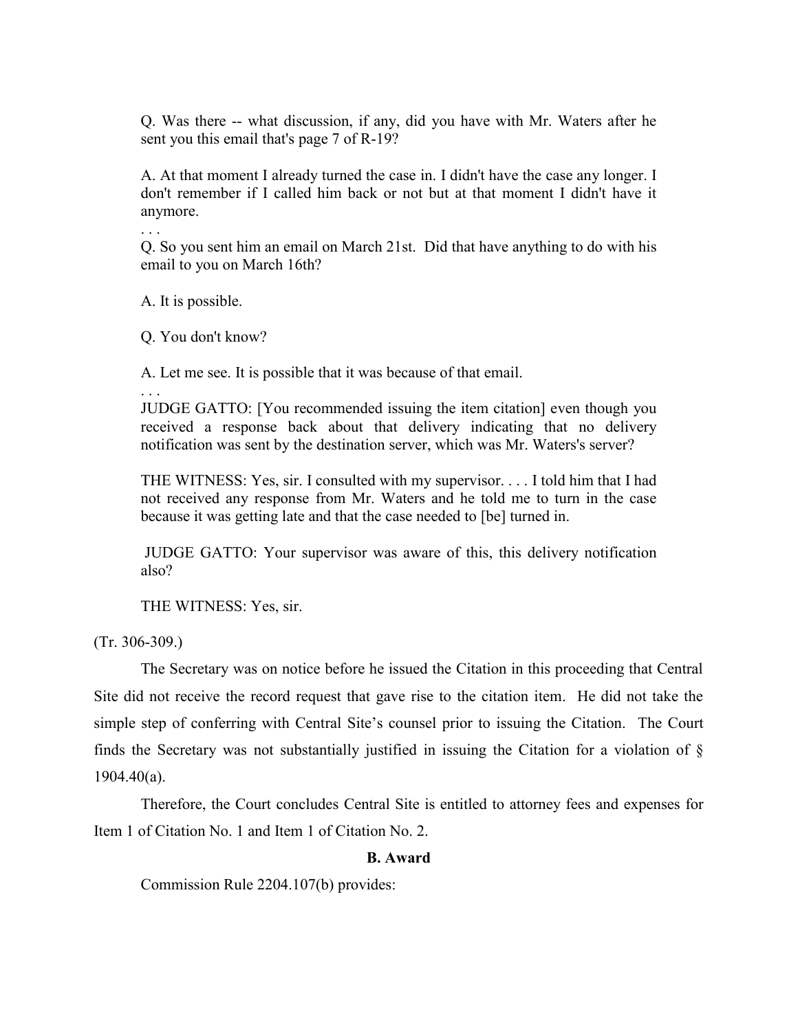Q. Was there -- what discussion, if any, did you have with Mr. Waters after he sent you this email that's page 7 of R-19?

A. At that moment I already turned the case in. I didn't have the case any longer. I don't remember if I called him back or not but at that moment I didn't have it anymore.

. . .

Q. So you sent him an email on March 21st. Did that have anything to do with his email to you on March 16th?

A. It is possible.

Q. You don't know?

A. Let me see. It is possible that it was because of that email.

. . .

JUDGE GATTO: [You recommended issuing the item citation] even though you received a response back about that delivery indicating that no delivery notification was sent by the destination server, which was Mr. Waters's server?

THE WITNESS: Yes, sir. I consulted with my supervisor. . . . I told him that I had not received any response from Mr. Waters and he told me to turn in the case because it was getting late and that the case needed to [be] turned in.

JUDGE GATTO: Your supervisor was aware of this, this delivery notification also?

THE WITNESS: Yes, sir.

(Tr. 306-309.)

The Secretary was on notice before he issued the Citation in this proceeding that Central Site did not receive the record request that gave rise to the citation item. He did not take the simple step of conferring with Central Site's counsel prior to issuing the Citation. The Court finds the Secretary was not substantially justified in issuing the Citation for a violation of § 1904.40(a).

Therefore, the Court concludes Central Site is entitled to attorney fees and expenses for Item 1 of Citation No. 1 and Item 1 of Citation No. 2.

**B. Award**

Commission Rule 2204.107(b) provides: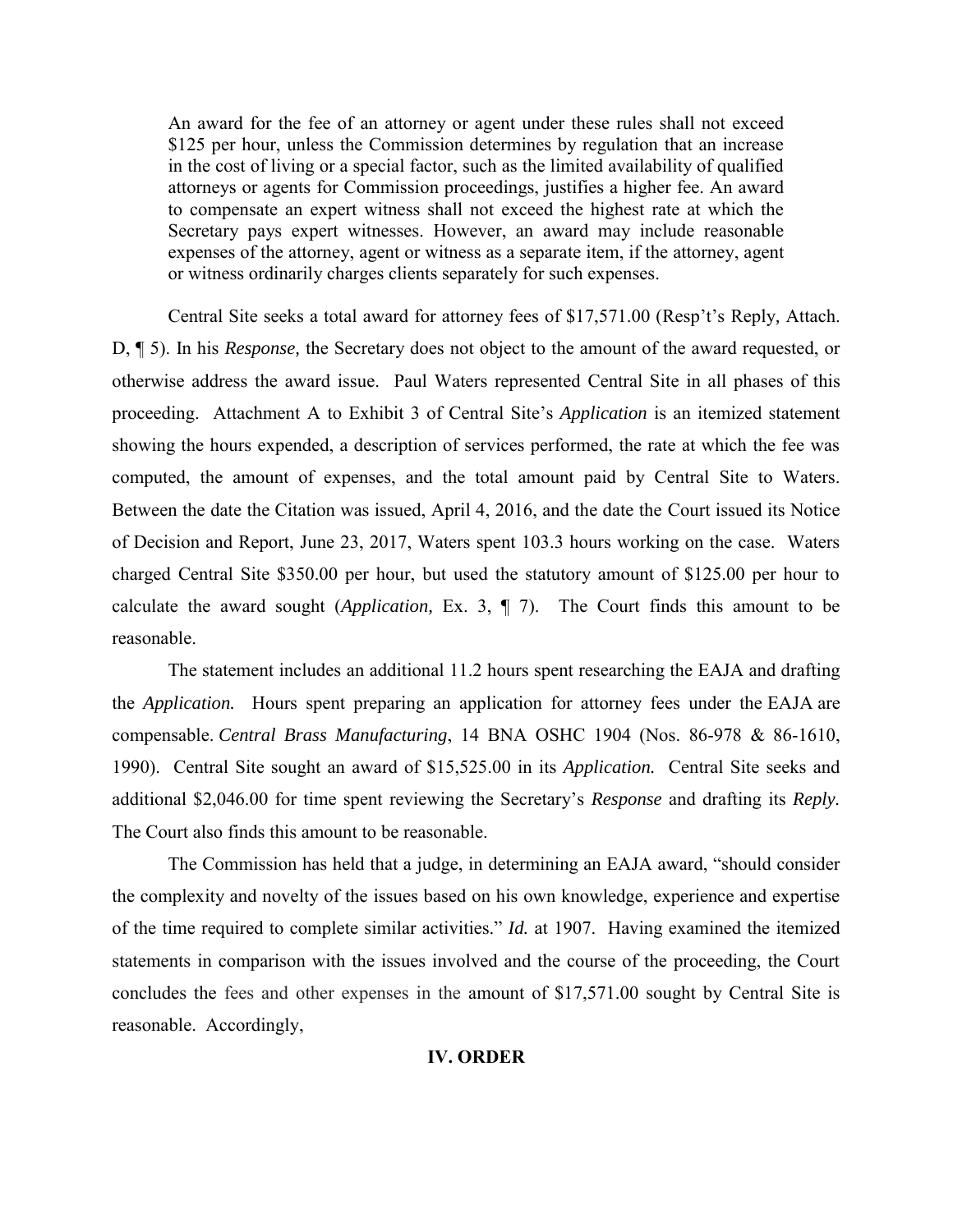> An award for the fee of an attorney or agent under these rules shall not exceed \$125 per hour, unless the Commission determines by regulation that an increase in the cost of living or a special factor, such as the limited availability of qualified attorneys or agents for Commission proceedings, justifies a higher fee. An award to compensate an expert witness shall not exceed the highest rate at which the Secretary pays expert witnesses. However, an award may include reasonable expenses of the attorney, agent or witness as a separate item, if the attorney, agent or witness ordinarily charges clients separately for such expenses.

Central Site seeks a total award for attorney fees of \$17,571.00 (Resp't's Reply*,* Attach. D, ¶ 5). In his *Response,* the Secretary does not object to the amount of the award requested, or otherwise address the award issue. Paul Waters represented Central Site in all phases of this proceeding. Attachment A to Exhibit 3 of Central Site's *Application* is an itemized statement showing the hours expended, a description of services performed, the rate at which the fee was computed, the amount of expenses, and the total amount paid by Central Site to Waters. Between the date the Citation was issued, April 4, 2016, and the date the Court issued its Notice of Decision and Report, June 23, 2017, Waters spent 103.3 hours working on the case. Waters charged Central Site \$350.00 per hour, but used the statutory amount of \$125.00 per hour to calculate the award sought (*Application,* Ex. 3, ¶ 7). The Court finds this amount to be reasonable.

The statement includes an additional 11.2 hours spent researching the EAJA and drafting the *Application.* Hours spent preparing an application for attorney fees under the EAJA are compensable. *Central Brass Manufacturing*, 14 BNA OSHC 1904 (Nos. 86-978 & 86-1610, 1990). Central Site sought an award of \$15,525.00 in its *Application.* Central Site seeks and additional \$2,046.00 for time spent reviewing the Secretary's *Response* and drafting its *Reply.* The Court also finds this amount to be reasonable.

The Commission has held that a judge, in determining an EAJA award, "should consider the complexity and novelty of the issues based on his own knowledge, experience and expertise of the time required to complete similar activities." *Id.* at 1907. Having examined the itemized statements in comparison with the issues involved and the course of the proceeding, the Court concludes the fees and other expenses in the amount of \$17,571.00 sought by Central Site is reasonable. Accordingly,

## IV. ORDER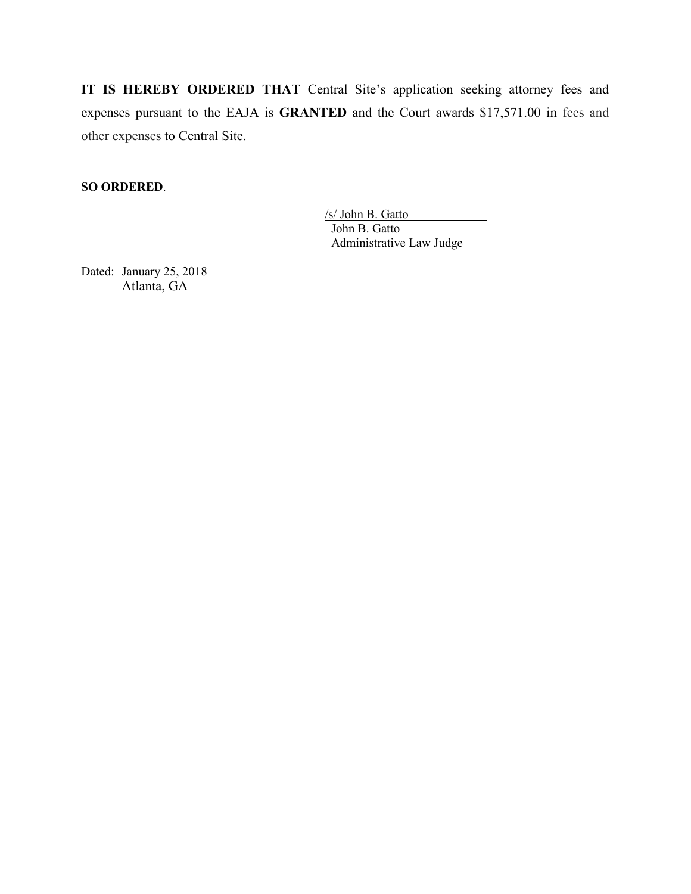**IT IS HEREBY ORDERED THAT** Central Site's application seeking attorney fees and expenses pursuant to the EAJA is **GRANTED** and the Court awards $17,571.00 in fees and other expenses to Central Site.

**SO ORDERED**.

/s/ John B. Gatto
John B. Gatto
Administrative Law Judge

Dated: January 25, 2018
Atlanta, GA